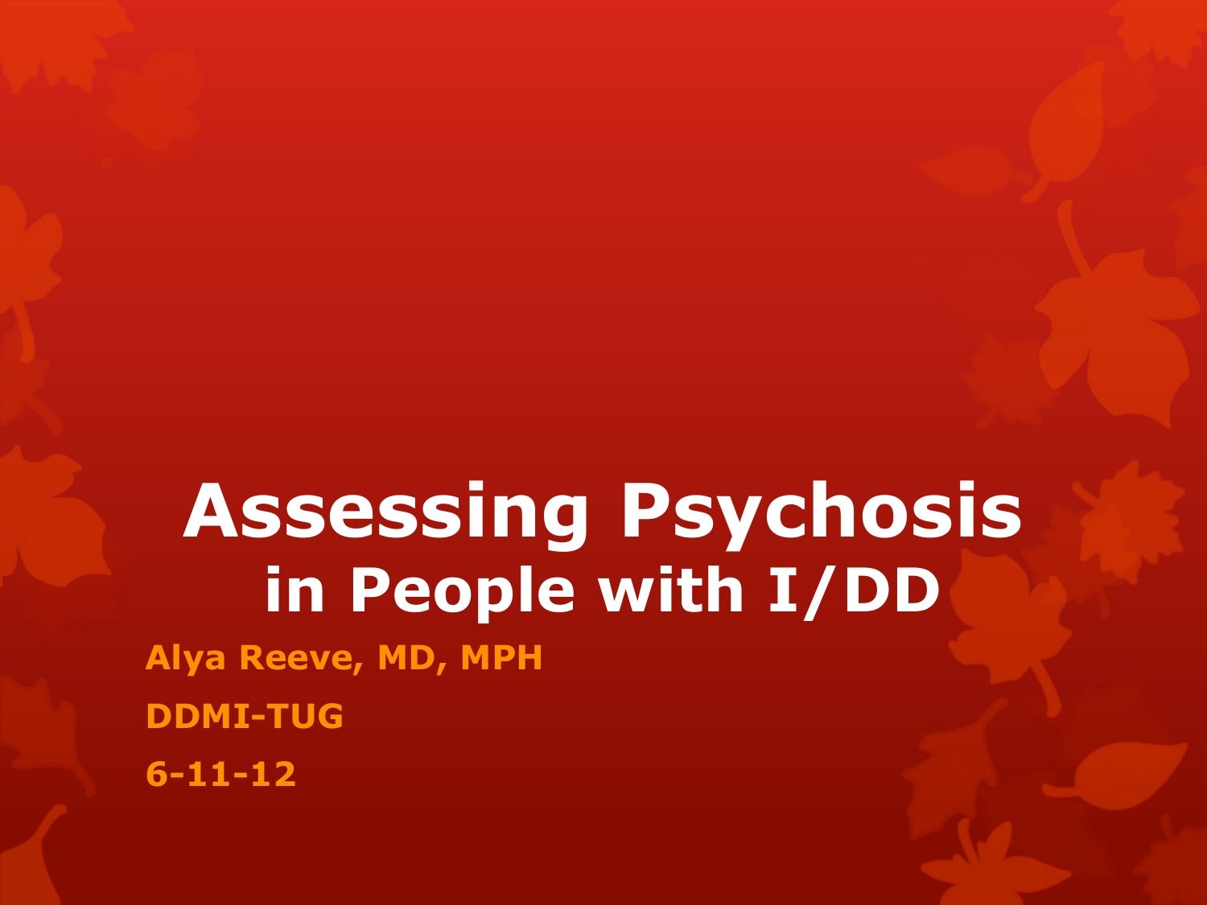# Assessing Psychosis in People with I/DD

**Alya Reeve, MD, MPH**

**DDMI-TUG**

**6-11-12**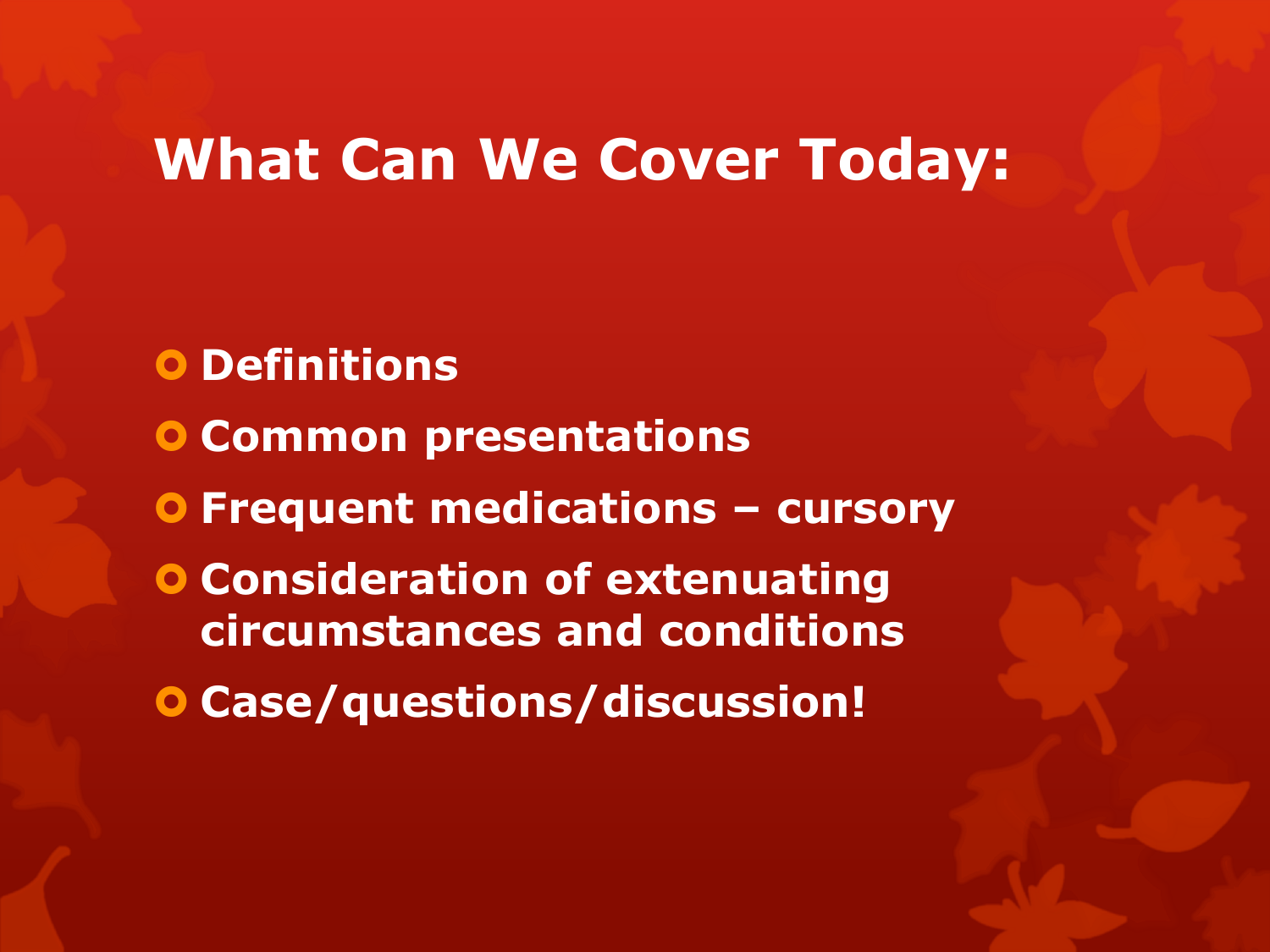# What Can We Cover Today:

- **Definitions**
- **Common presentations**
- **Frequent medications – cursory**
- **Consideration of extenuating circumstances and conditions**
- **Case/questions/discussion!**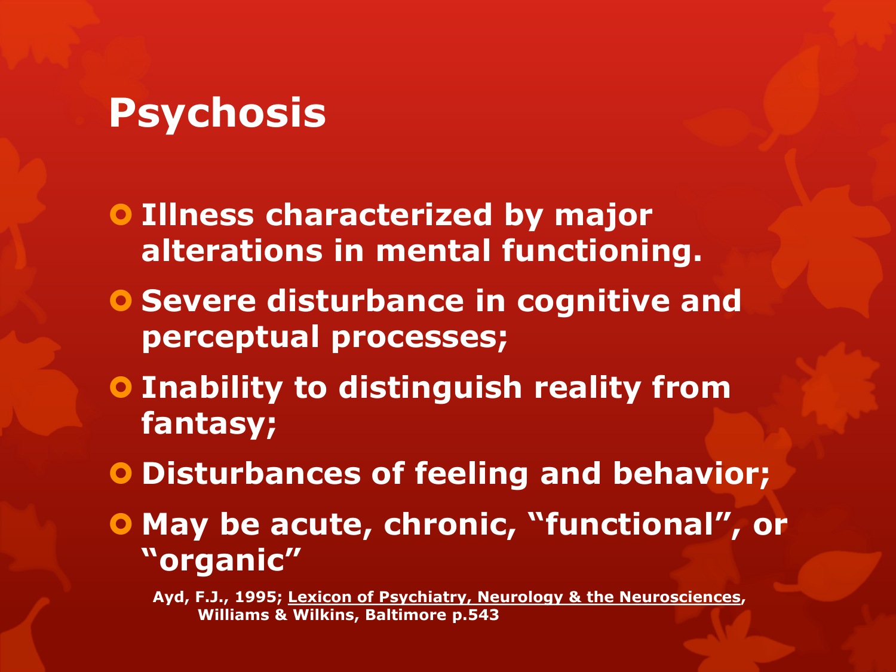# Psychosis

- **Illness characterized by major alterations in mental functioning.**
- **Severe disturbance in cognitive and perceptual processes;**
- **Inability to distinguish reality from fantasy;**
- **Disturbances of feeling and behavior;**
- **May be acute, chronic, "functional", or "organic"**

**Ayd, F.J., 1995; <u>Lexicon of Psychiatry, Neurology & the Neurosciences</u>, Williams & Wilkins, Baltimore p.543**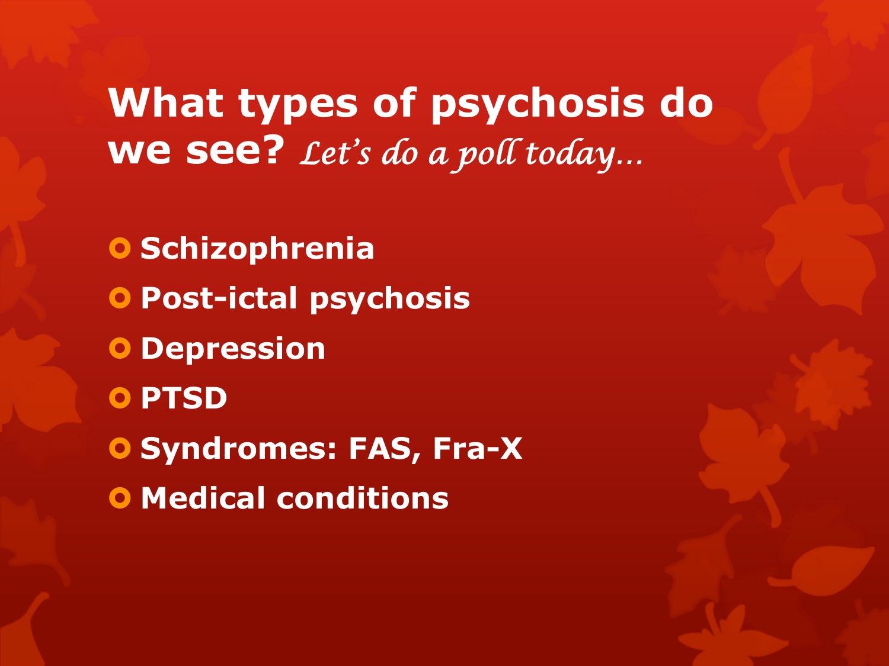# What types of psychosis do we see? *Let's do a poll today…*

- **Schizophrenia**
- **Post-ictal psychosis**
- **Depression**
- **PTSD**
- **Syndromes: FAS, Fra-X**
- **Medical conditions**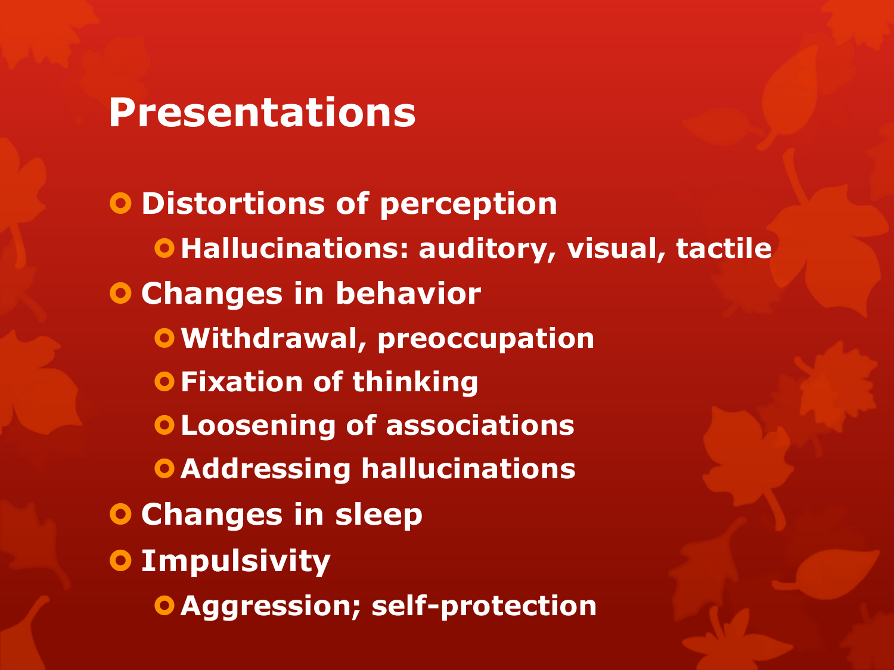# Presentations

- Distortions of perception
  - Hallucinations: auditory, visual, tactile
- Changes in behavior
  - Withdrawal, preoccupation
  - Fixation of thinking
  - Loosening of associations
  - Addressing hallucinations
- Changes in sleep
- Impulsivity
  - Aggression; self-protection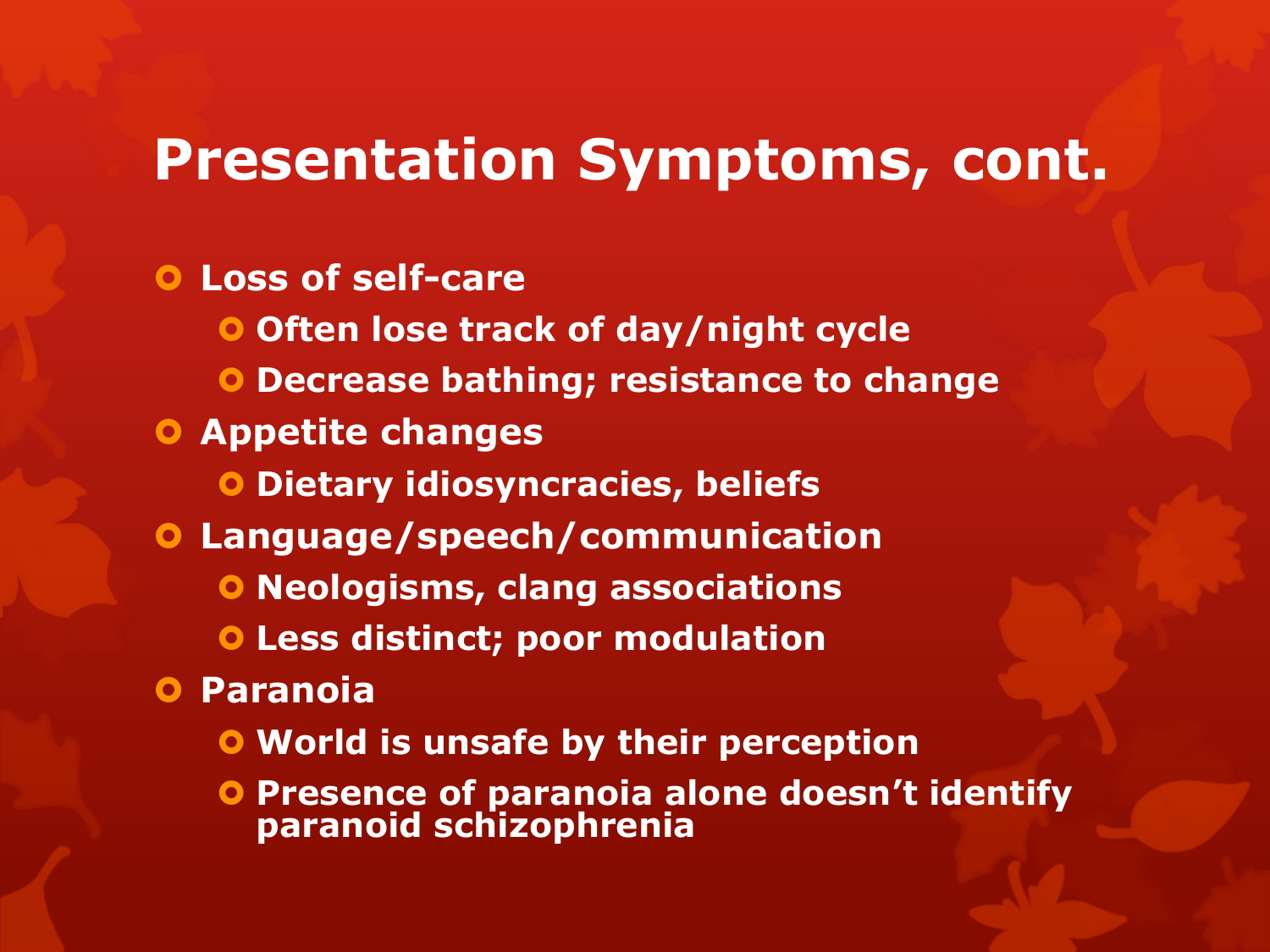# Presentation Symptoms, cont.

- **Loss of self-care**
  - **Often lose track of day/night cycle**
  - **Decrease bathing; resistance to change**
- **Appetite changes**
  - **Dietary idiosyncracies, beliefs**
- **Language/speech/communication**
  - **Neologisms, clang associations**
  - **Less distinct; poor modulation**
- **Paranoia**
  - **World is unsafe by their perception**
  - **Presence of paranoia alone doesn't identify paranoid schizophrenia**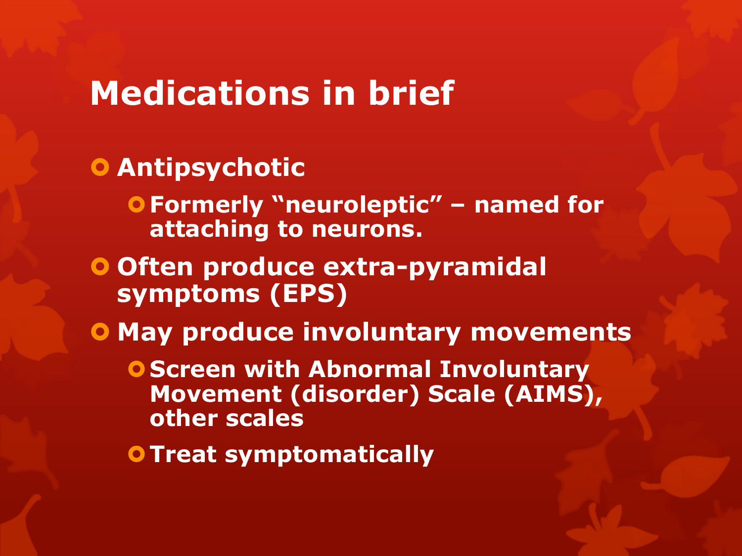# Medications in brief

- Antipsychotic
  - Formerly “neuroleptic” – named for attaching to neurons.
- Often produce extra-pyramidal symptoms (EPS)
- May produce involuntary movements
  - Screen with Abnormal Involuntary Movement (disorder) Scale (AIMS), other scales
  - Treat symptomatically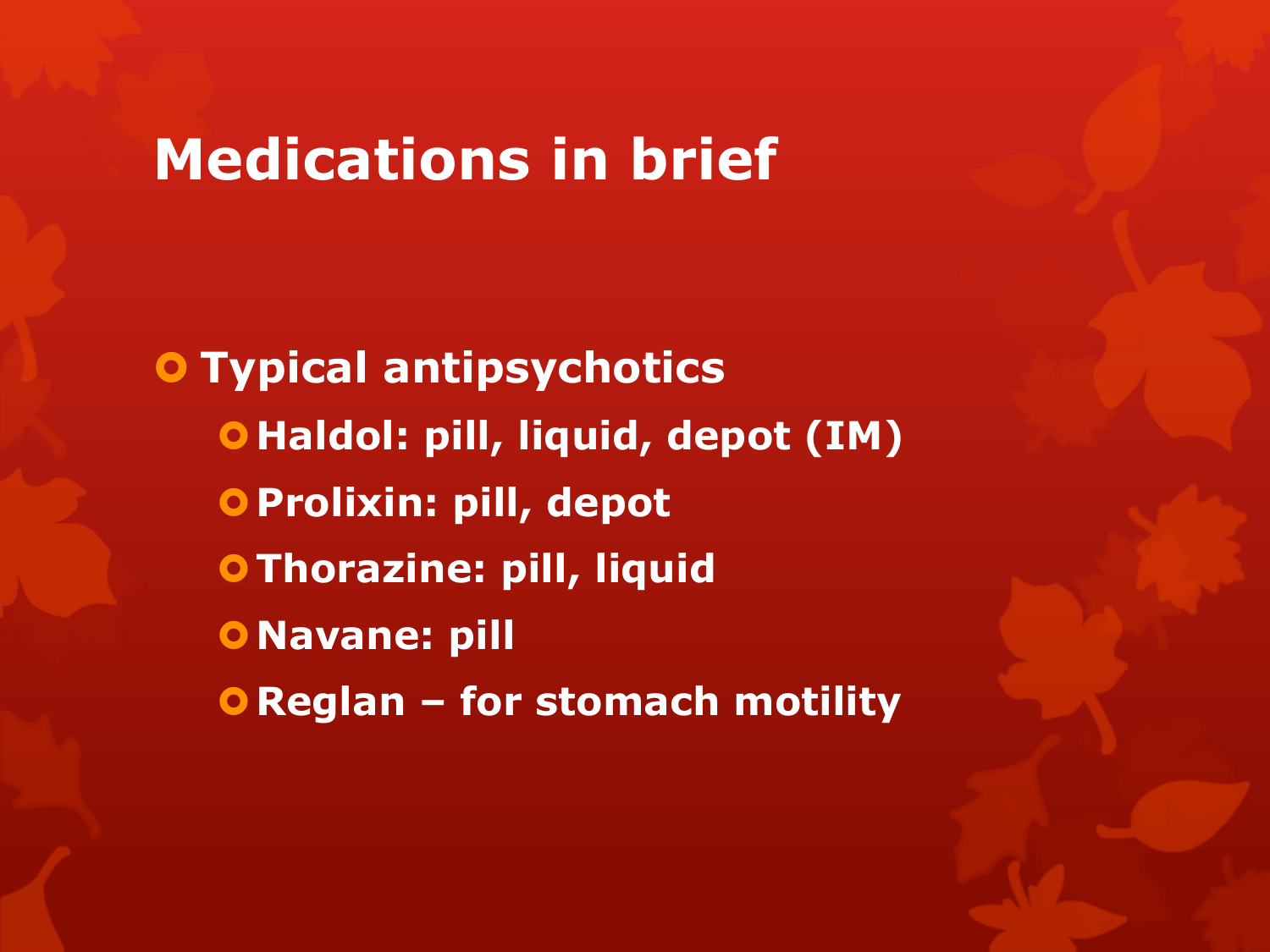# Medications in brief

- **Typical antipsychotics**
  - **Haldol: pill, liquid, depot (IM)**
  - **Prolixin: pill, depot**
  - **Thorazine: pill, liquid**
  - **Navane: pill**
  - **Reglan – for stomach motility**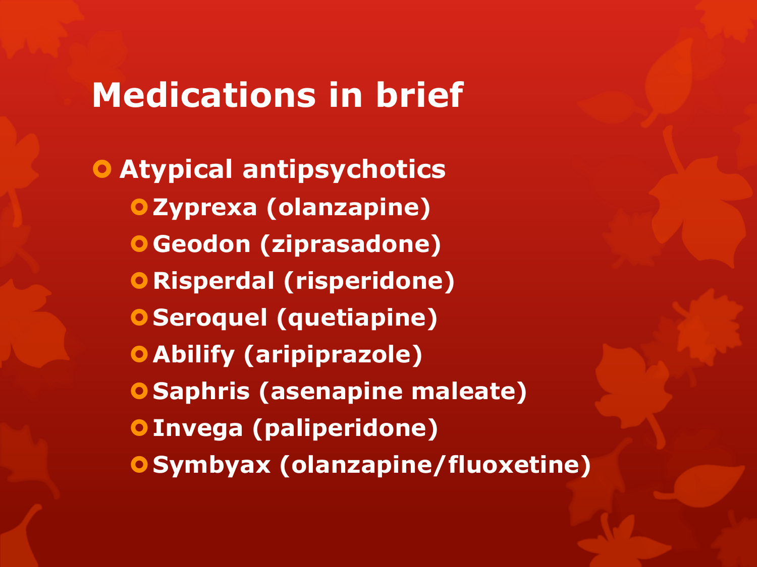# Medications in brief

- Atypical antipsychotics
  - Zyprexa (olanzapine)
  - Geodon (ziprasadone)
  - Risperdal (risperidone)
  - Seroquel (quetiapine)
  - Abilify (aripiprazole)
  - Saphris (asenapine maleate)
  - Invega (paliperidone)
  - Symbyax (olanzapine/fluoxetine)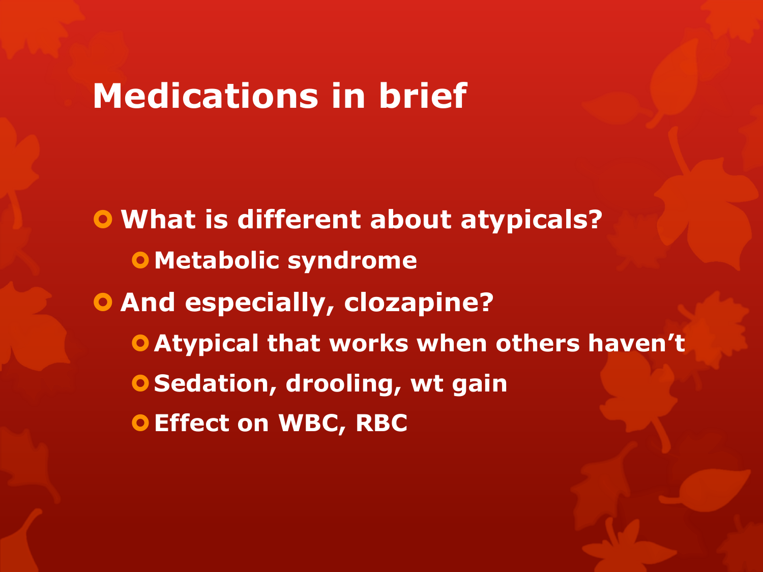# Medications in brief

- What is different about atypicals?
  - Metabolic syndrome
- And especially, clozapine?
  - Atypical that works when others haven't
  - Sedation, drooling, wt gain
  - Effect on WBC, RBC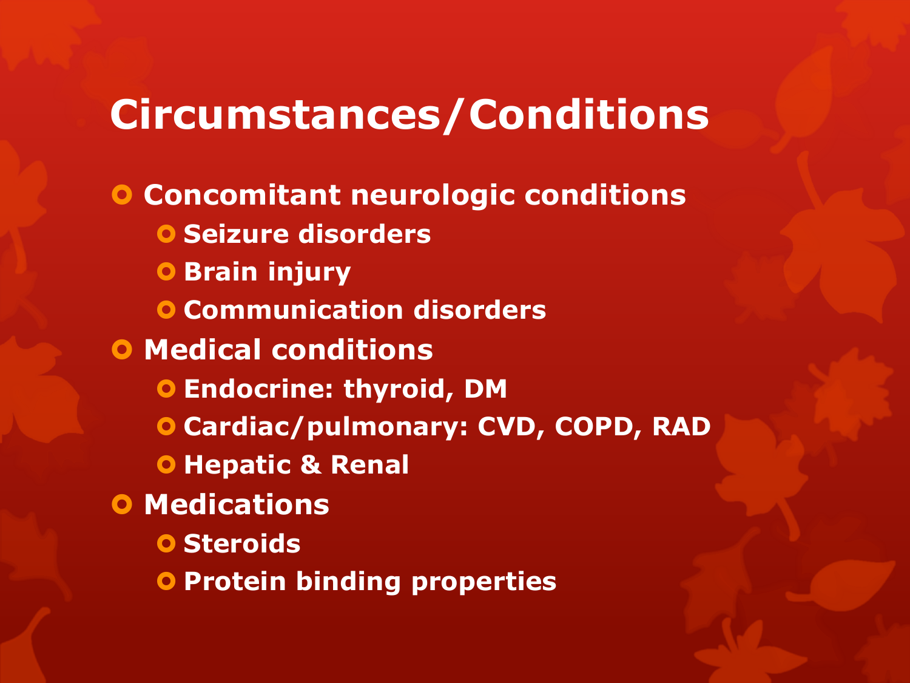# Circumstances/Conditions

- Concomitant neurologic conditions
  - Seizure disorders
  - Brain injury
  - Communication disorders
- Medical conditions
  - Endocrine: thyroid, DM
  - Cardiac/pulmonary: CVD, COPD, RAD
  - Hepatic & Renal
- Medications
  - Steroids
  - Protein binding properties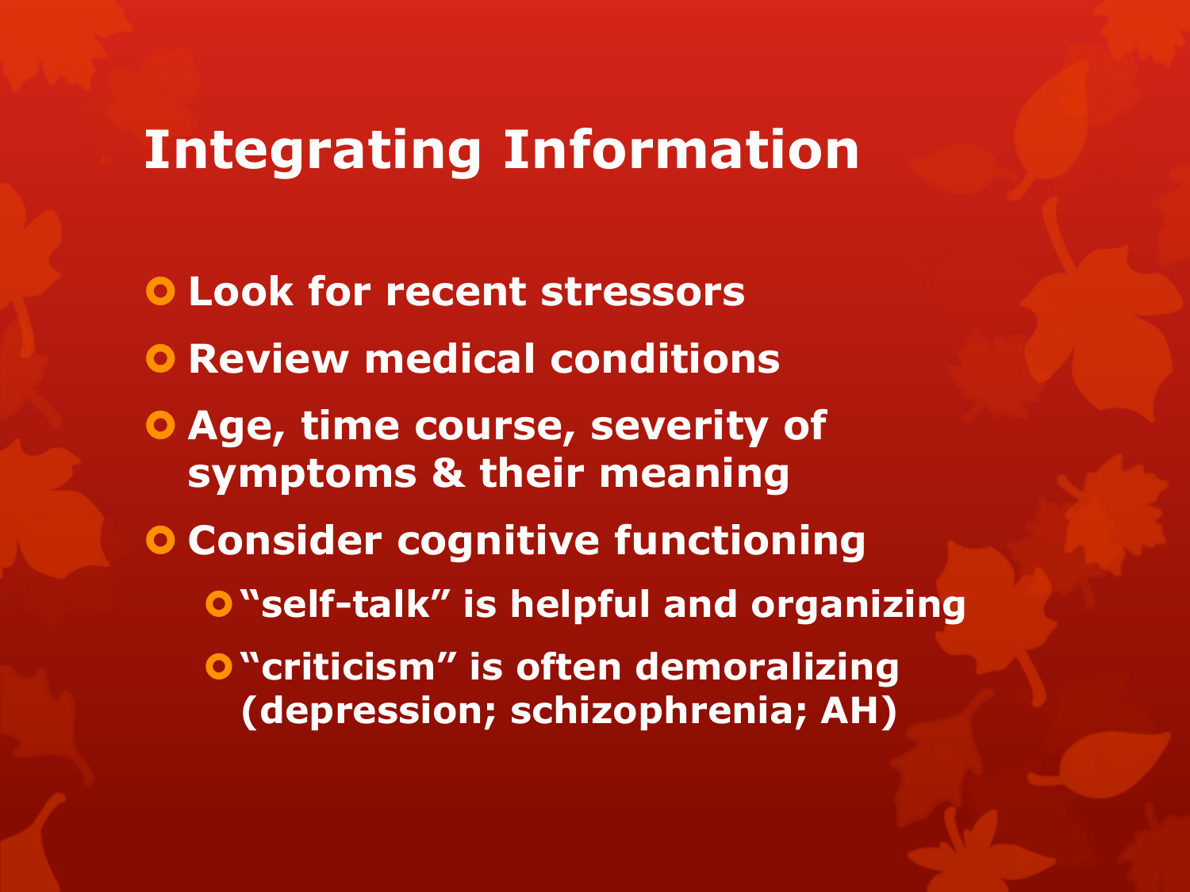# Integrating Information

- Look for recent stressors
- Review medical conditions
- Age, time course, severity of symptoms & their meaning
- Consider cognitive functioning
  - "self-talk" is helpful and organizing
  - "criticism" is often demoralizing (depression; schizophrenia; AH)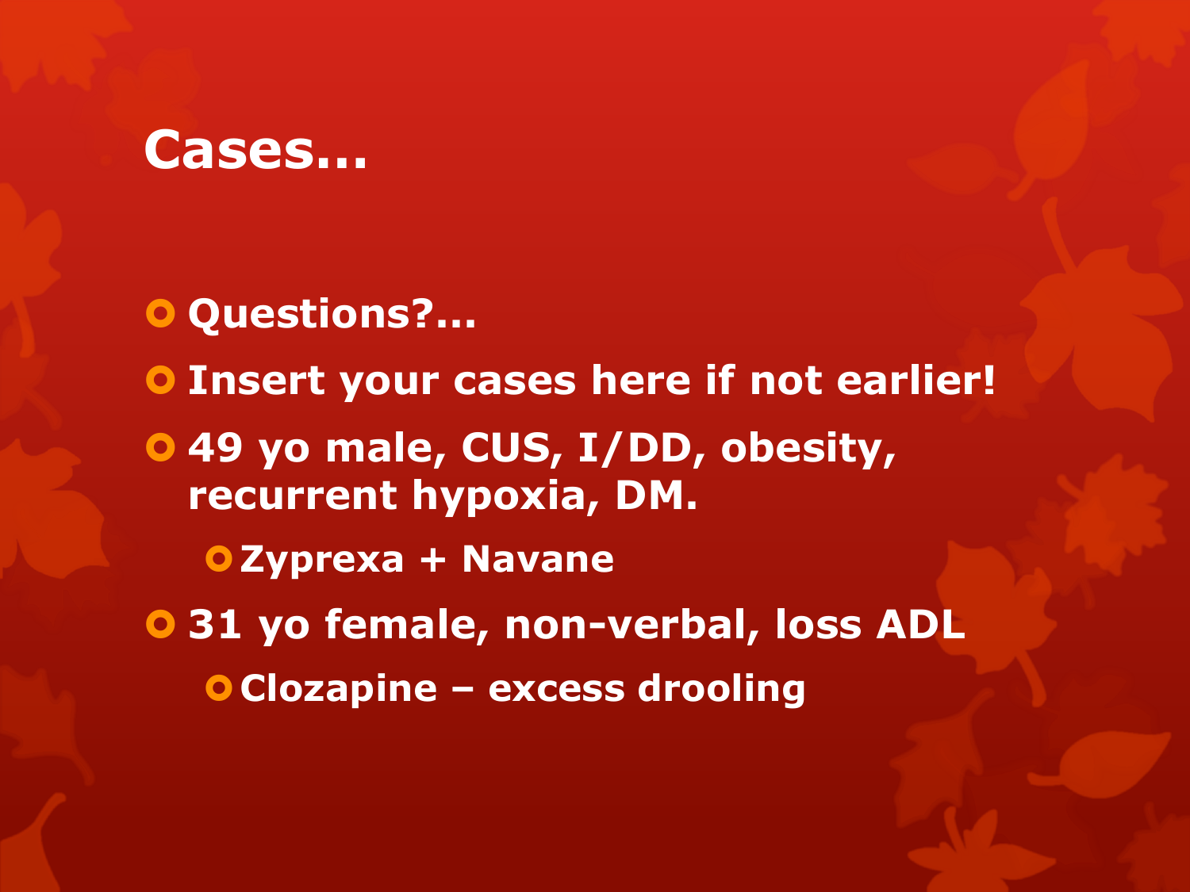# Cases…

- Questions?…
- Insert your cases here if not earlier!
- 49 yo male, CUS, I/DD, obesity, recurrent hypoxia, DM.
  - Zyprexa + Navane
- 31 yo female, non-verbal, loss ADL
  - Clozapine – excess drooling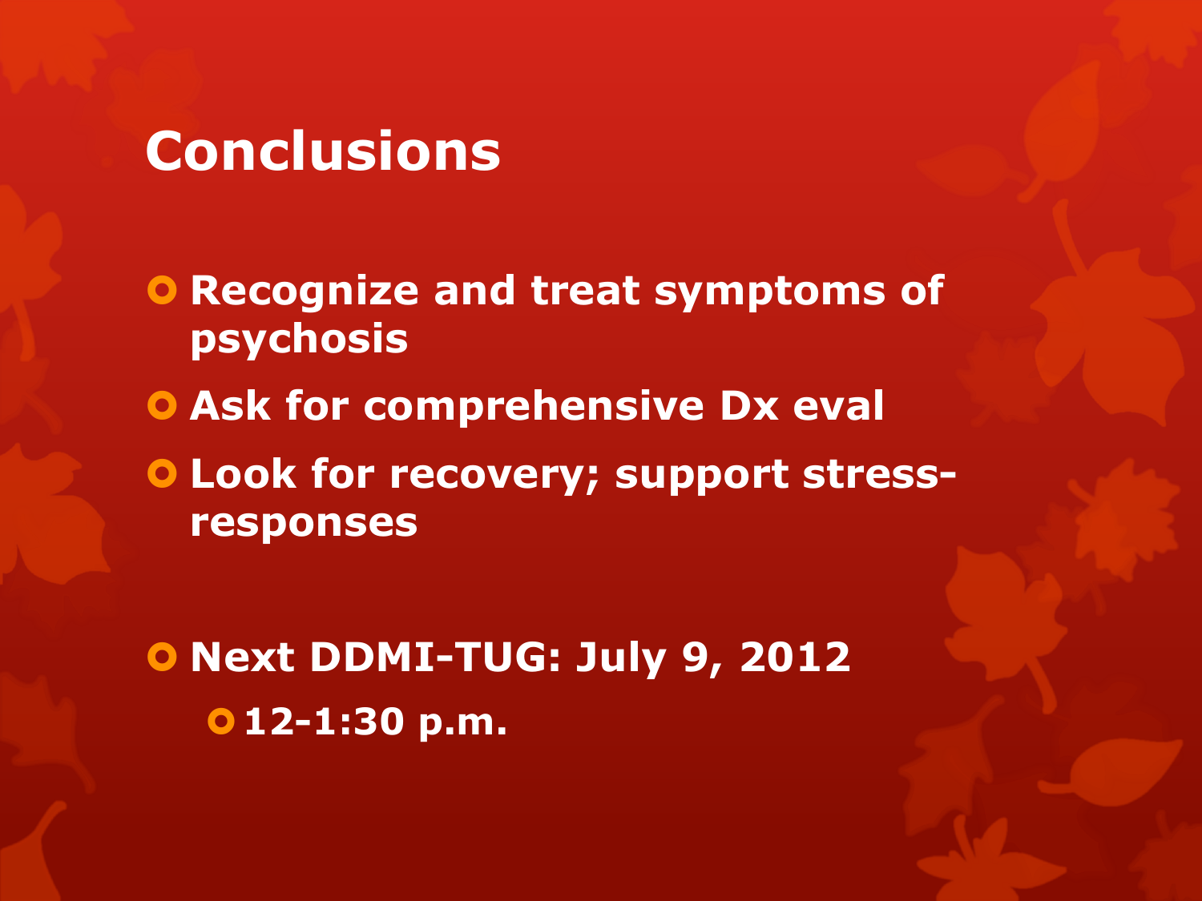# Conclusions

- Recognize and treat symptoms of psychosis
- Ask for comprehensive Dx eval
- Look for recovery; support stress-responses

- Next DDMI-TUG: July 9, 2012
  - 12-1:30 p.m.